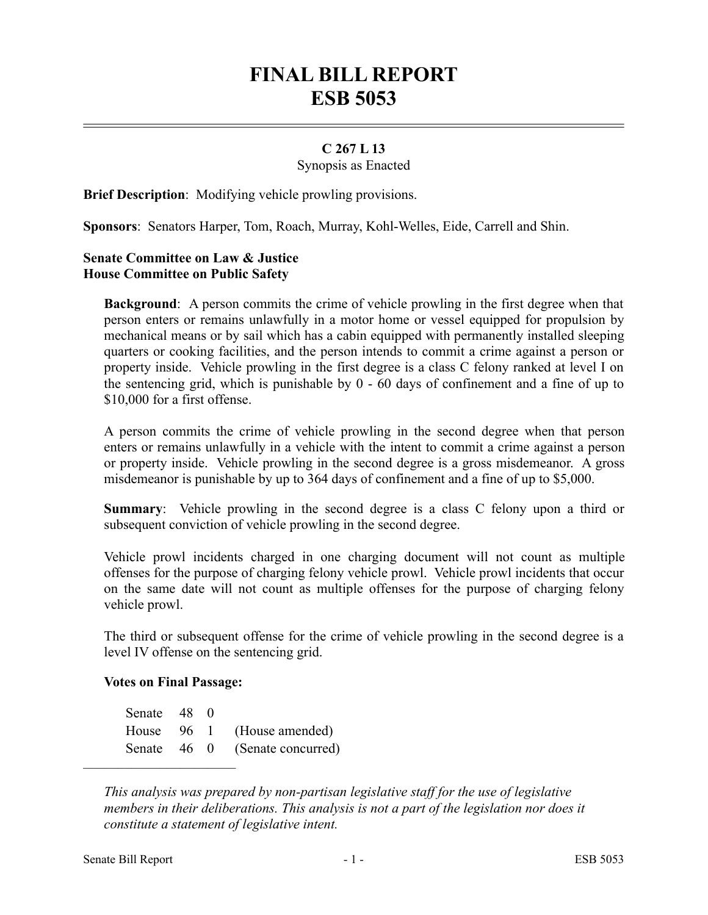# FINAL BILL REPORT
# ESB 5053

**C 267 L 13**
Synopsis as Enacted

**Brief Description**: Modifying vehicle prowling provisions.

**Sponsors**: Senators Harper, Tom, Roach, Murray, Kohl-Welles, Eide, Carrell and Shin.

**Senate Committee on Law & Justice**
**House Committee on Public Safety**

**Background**: A person commits the crime of vehicle prowling in the first degree when that person enters or remains unlawfully in a motor home or vessel equipped for propulsion by mechanical means or by sail which has a cabin equipped with permanently installed sleeping quarters or cooking facilities, and the person intends to commit a crime against a person or property inside. Vehicle prowling in the first degree is a class C felony ranked at level I on the sentencing grid, which is punishable by 0 - 60 days of confinement and a fine of up to $10,000 for a first offense.

A person commits the crime of vehicle prowling in the second degree when that person enters or remains unlawfully in a vehicle with the intent to commit a crime against a person or property inside. Vehicle prowling in the second degree is a gross misdemeanor. A gross misdemeanor is punishable by up to 364 days of confinement and a fine of up to $5,000.

**Summary**: Vehicle prowling in the second degree is a class C felony upon a third or subsequent conviction of vehicle prowling in the second degree.

Vehicle prowl incidents charged in one charging document will not count as multiple offenses for the purpose of charging felony vehicle prowl. Vehicle prowl incidents that occur on the same date will not count as multiple offenses for the purpose of charging felony vehicle prowl.

The third or subsequent offense for the crime of vehicle prowling in the second degree is a level IV offense on the sentencing grid.

**Votes on Final Passage:**

| | | | |
|---|---|---|---|
| Senate | 48 | 0 | |
| House | 96 | 1 | (House amended) |
| Senate | 46 | 0 | (Senate concurred) |

---

*This analysis was prepared by non-partisan legislative staff for the use of legislative members in their deliberations. This analysis is not a part of the legislation nor does it constitute a statement of legislative intent.*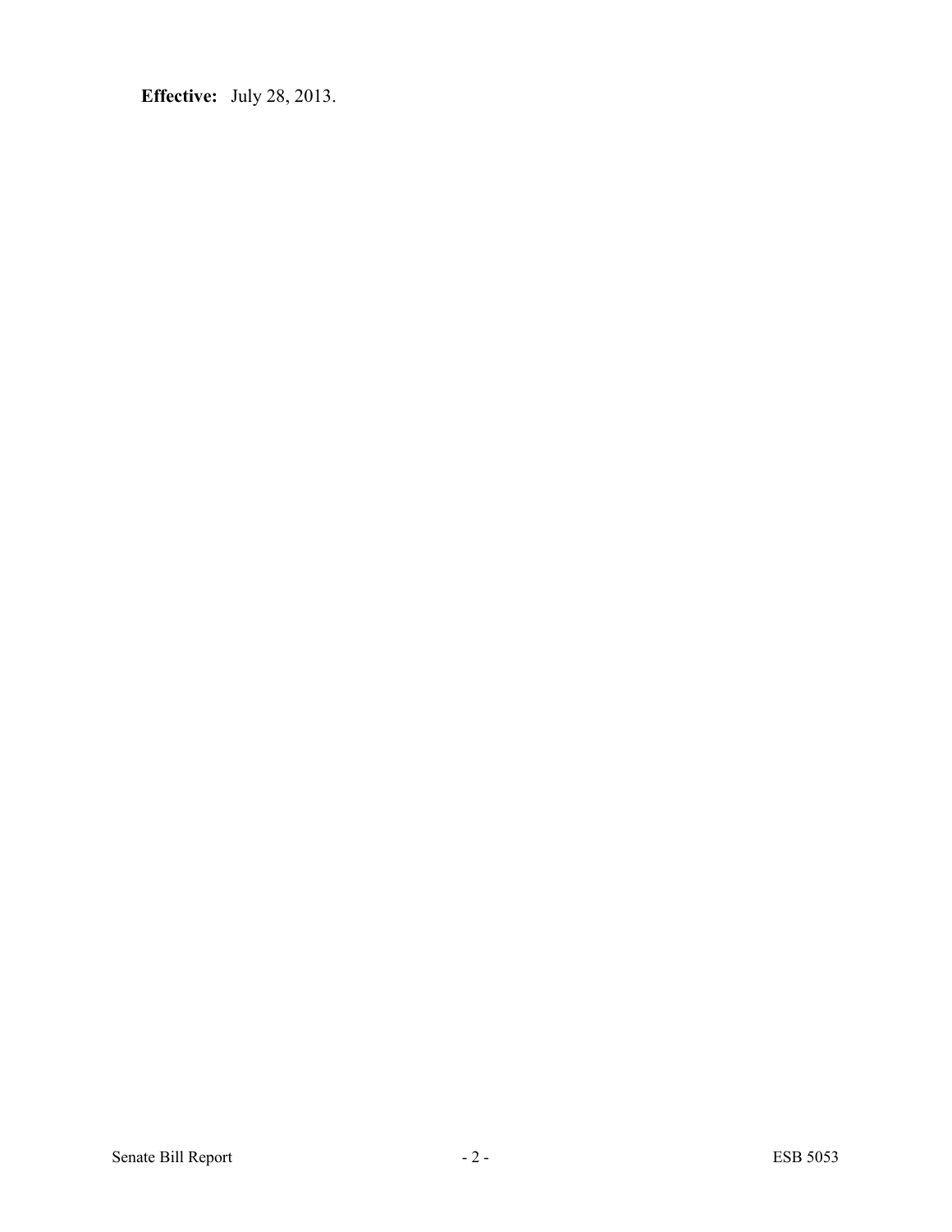**Effective:** July 28, 2013.